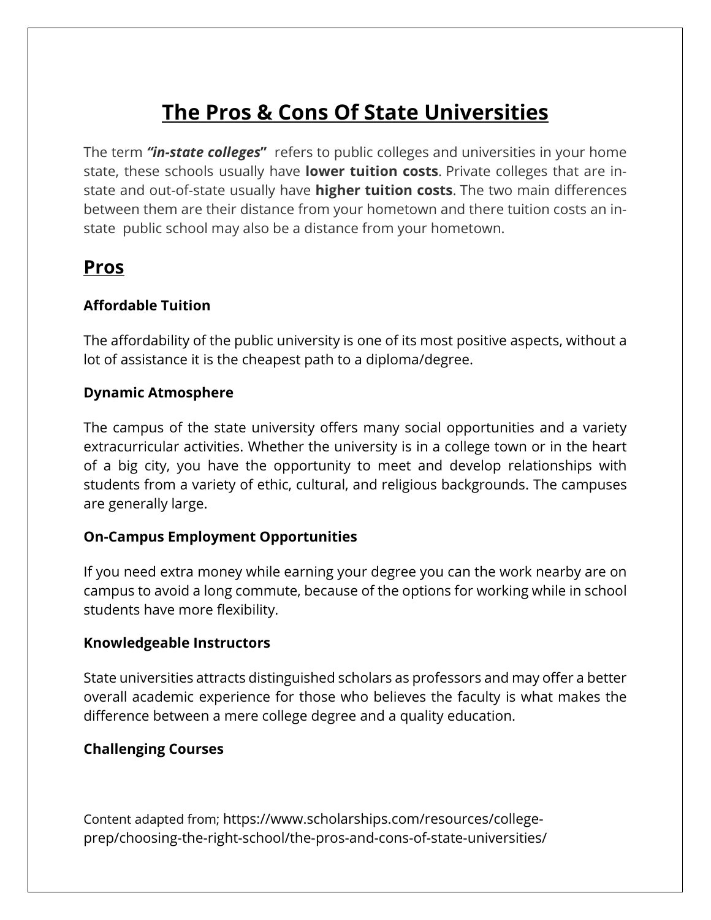# The Pros & Cons Of State Universities

The term ***"in-state colleges"*** refers to public colleges and universities in your home state, these schools usually have **lower tuition costs**. Private colleges that are in-state and out-of-state usually have **higher tuition costs**. The two main differences between them are their distance from your hometown and there tuition costs an in-state public school may also be a distance from your hometown.

## Pros

### Affordable Tuition

The affordability of the public university is one of its most positive aspects, without a lot of assistance it is the cheapest path to a diploma/degree.

### Dynamic Atmosphere

The campus of the state university offers many social opportunities and a variety extracurricular activities. Whether the university is in a college town or in the heart of a big city, you have the opportunity to meet and develop relationships with students from a variety of ethic, cultural, and religious backgrounds. The campuses are generally large.

### On-Campus Employment Opportunities

If you need extra money while earning your degree you can the work nearby are on campus to avoid a long commute, because of the options for working while in school students have more flexibility.

### Knowledgeable Instructors

State universities attracts distinguished scholars as professors and may offer a better overall academic experience for those who believes the faculty is what makes the difference between a mere college degree and a quality education.

### Challenging Courses

Content adapted from; https://www.scholarships.com/resources/college-prep/choosing-the-right-school/the-pros-and-cons-of-state-universities/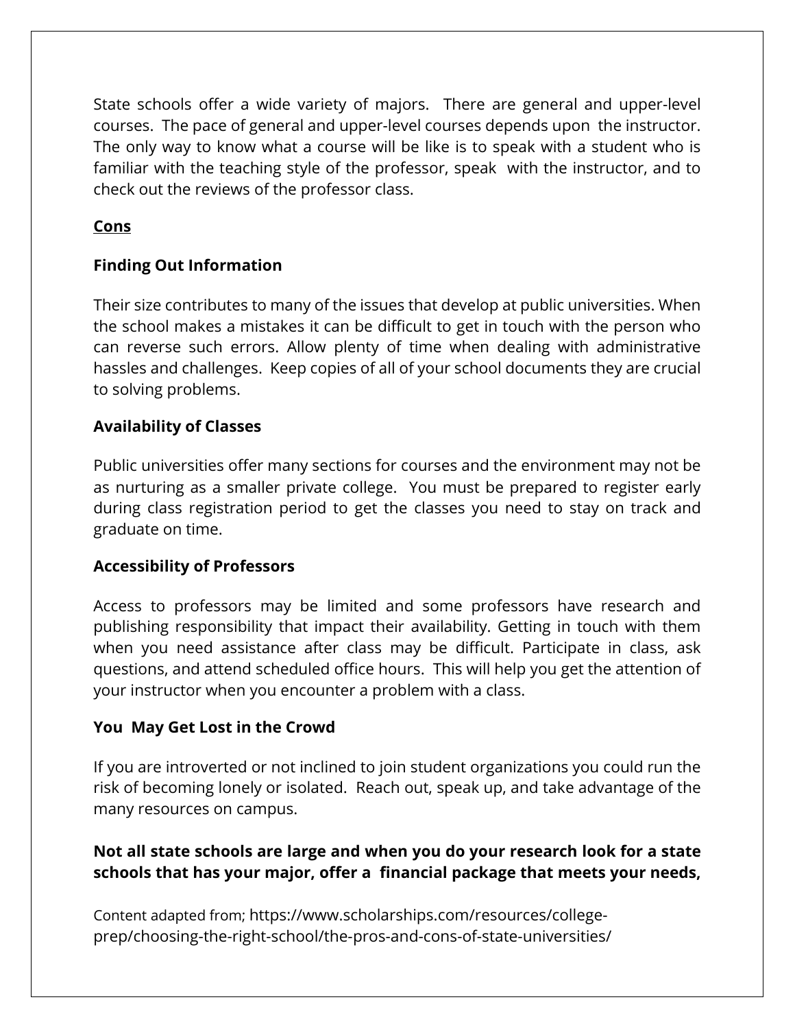State schools offer a wide variety of majors. There are general and upper-level courses. The pace of general and upper-level courses depends upon the instructor. The only way to know what a course will be like is to speak with a student who is familiar with the teaching style of the professor, speak with the instructor, and to check out the reviews of the professor class.

## Cons

### Finding Out Information

Their size contributes to many of the issues that develop at public universities. When the school makes a mistakes it can be difficult to get in touch with the person who can reverse such errors. Allow plenty of time when dealing with administrative hassles and challenges. Keep copies of all of your school documents they are crucial to solving problems.

### Availability of Classes

Public universities offer many sections for courses and the environment may not be as nurturing as a smaller private college. You must be prepared to register early during class registration period to get the classes you need to stay on track and graduate on time.

### Accessibility of Professors

Access to professors may be limited and some professors have research and publishing responsibility that impact their availability. Getting in touch with them when you need assistance after class may be difficult. Participate in class, ask questions, and attend scheduled office hours. This will help you get the attention of your instructor when you encounter a problem with a class.

### You May Get Lost in the Crowd

If you are introverted or not inclined to join student organizations you could run the risk of becoming lonely or isolated. Reach out, speak up, and take advantage of the many resources on campus.

**Not all state schools are large and when you do your research look for a state schools that has your major, offer a financial package that meets your needs,**

Content adapted from; https://www.scholarships.com/resources/college-prep/choosing-the-right-school/the-pros-and-cons-of-state-universities/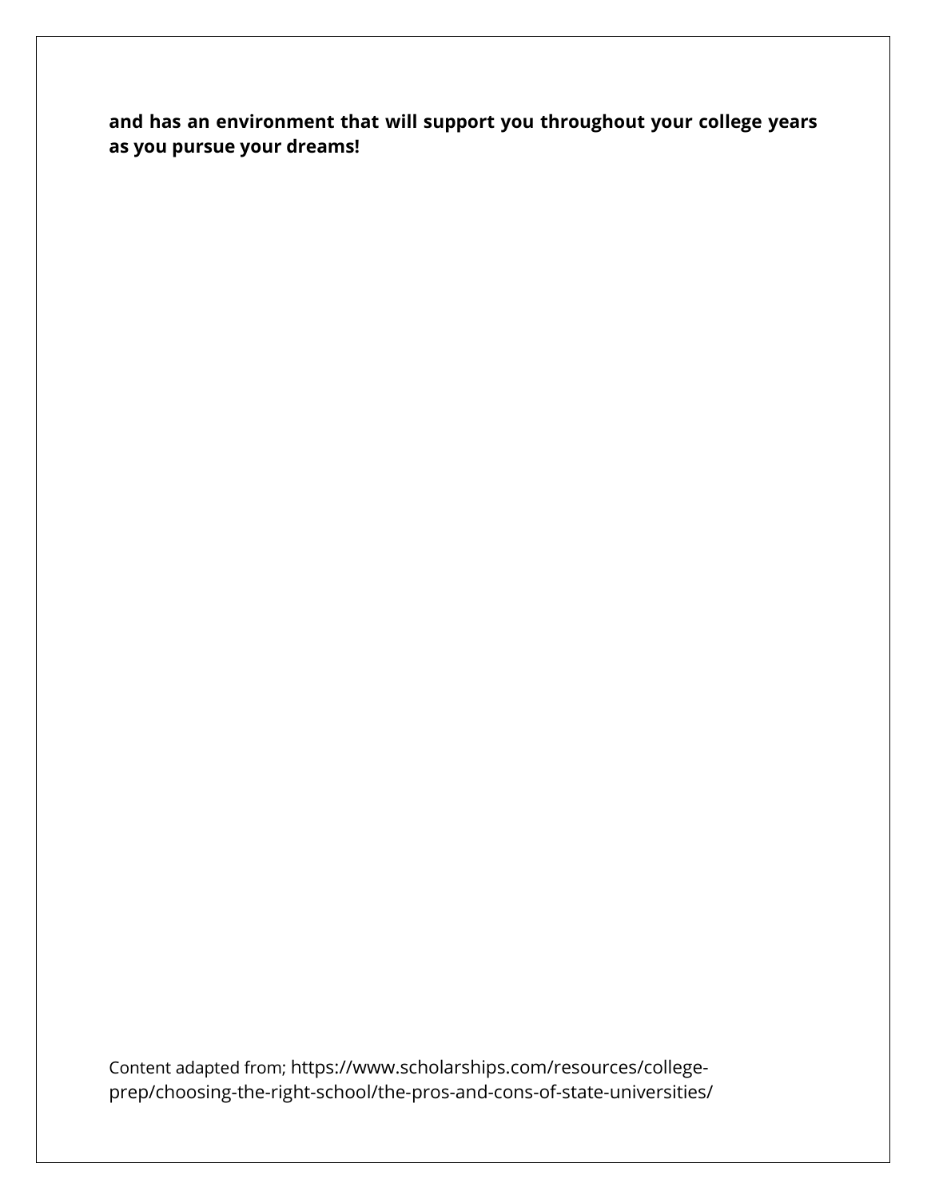**and has an environment that will support you throughout your college years as you pursue your dreams!**

Content adapted from; https://www.scholarships.com/resources/college-prep/choosing-the-right-school/the-pros-and-cons-of-state-universities/